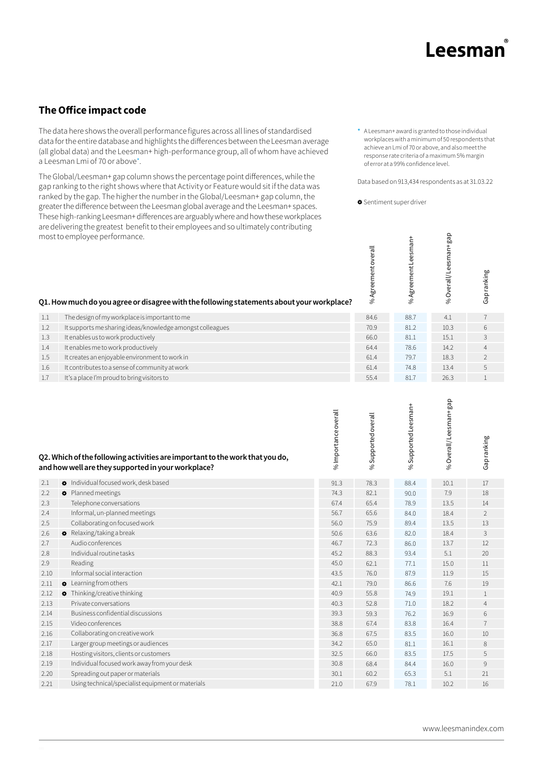# Leesman®

## The Office impact code

The data here shows the overall performance figures across all lines of standardised data for the entire database and highlights the differences between the Leesman average (all global data) and the Leesman+ high-performance group, all of whom have achieved a Leesman Lmi of 70 or above*.

The Global/Leesman+ gap column shows the percentage point differences, while the gap ranking to the right shows where that Activity or Feature would sit if the data was ranked by the gap. The higher the number in the Global/Leesman+ gap column, the greater the difference between the Leesman global average and the Leesman+ spaces. These high-ranking Leesman+ differences are arguably where and how these workplaces are delivering the greatest benefit to their employees and so ultimately contributing most to employee performance.

\* A Leesman+ award is granted to those individual workplaces with a minimum of 50 respondents that achieve an Lmi of 70 or above, and also meet the response rate criteria of a maximum 5% margin of error at a 99% confidence level.

Data based on 913,434 respondents as at 31.03.22

✿ Sentiment super driver

### Q1. How much do you agree or disagree with the following statements about your workplace?

| | | % Agreement overall | % Agreement Leesman+ | % Overall/Leesman+ gap | Gap ranking |
|---|---|---|---|---|---|
| 1.1 | The design of my workplace is important to me | 84.6 | 88.7 | 4.1 | 7 |
| 1.2 | It supports me sharing ideas/knowledge amongst colleagues | 70.9 | 81.2 | 10.3 | 6 |
| 1.3 | It enables us to work productively | 66.0 | 81.1 | 15.1 | 3 |
| 1.4 | It enables me to work productively | 64.4 | 78.6 | 14.2 | 4 |
| 1.5 | It creates an enjoyable environment to work in | 61.4 | 79.7 | 18.3 | 2 |
| 1.6 | It contributes to a sense of community at work | 61.4 | 74.8 | 13.4 | 5 |
| 1.7 | It's a place I'm proud to bring visitors to | 55.4 | 81.7 | 26.3 | 1 |

### Q2. Which of the following activities are important to the work that you do, and how well are they supported in your workplace?

| | | % Importance overall | % Supported overall | % Supported Leesman+ | % Overall/Leesman+ gap | Gap ranking |
|---|---|---|---|---|---|---|
| 2.1 | ✿ Individual focused work, desk based | 91.3 | 78.3 | 88.4 | 10.1 | 17 |
| 2.2 | ✿ Planned meetings | 74.3 | 82.1 | 90.0 | 7.9 | 18 |
| 2.3 | Telephone conversations | 67.4 | 65.4 | 78.9 | 13.5 | 14 |
| 2.4 | Informal, un-planned meetings | 56.7 | 65.6 | 84.0 | 18.4 | 2 |
| 2.5 | Collaborating on focused work | 56.0 | 75.9 | 89.4 | 13.5 | 13 |
| 2.6 | ✿ Relaxing/taking a break | 50.6 | 63.6 | 82.0 | 18.4 | 3 |
| 2.7 | Audio conferences | 46.7 | 72.3 | 86.0 | 13.7 | 12 |
| 2.8 | Individual routine tasks | 45.2 | 88.3 | 93.4 | 5.1 | 20 |
| 2.9 | Reading | 45.0 | 62.1 | 77.1 | 15.0 | 11 |
| 2.10 | Informal social interaction | 43.5 | 76.0 | 87.9 | 11.9 | 15 |
| 2.11 | ✿ Learning from others | 42.1 | 79.0 | 86.6 | 7.6 | 19 |
| 2.12 | ✿ Thinking/creative thinking | 40.9 | 55.8 | 74.9 | 19.1 | 1 |
| 2.13 | Private conversations | 40.3 | 52.8 | 71.0 | 18.2 | 4 |
| 2.14 | Business confidential discussions | 39.3 | 59.3 | 76.2 | 16.9 | 6 |
| 2.15 | Video conferences | 38.8 | 67.4 | 83.8 | 16.4 | 7 |
| 2.16 | Collaborating on creative work | 36.8 | 67.5 | 83.5 | 16.0 | 10 |
| 2.17 | Larger group meetings or audiences | 34.2 | 65.0 | 81.1 | 16.1 | 8 |
| 2.18 | Hosting visitors, clients or customers | 32.5 | 66.0 | 83.5 | 17.5 | 5 |
| 2.19 | Individual focused work away from your desk | 30.8 | 68.4 | 84.4 | 16.0 | 9 |
| 2.20 | Spreading out paper or materials | 30.1 | 60.2 | 65.3 | 5.1 | 21 |
| 2.21 | Using technical/specialist equipment or materials | 21.0 | 67.9 | 78.1 | 10.2 | 16 |

www.leesmanindex.com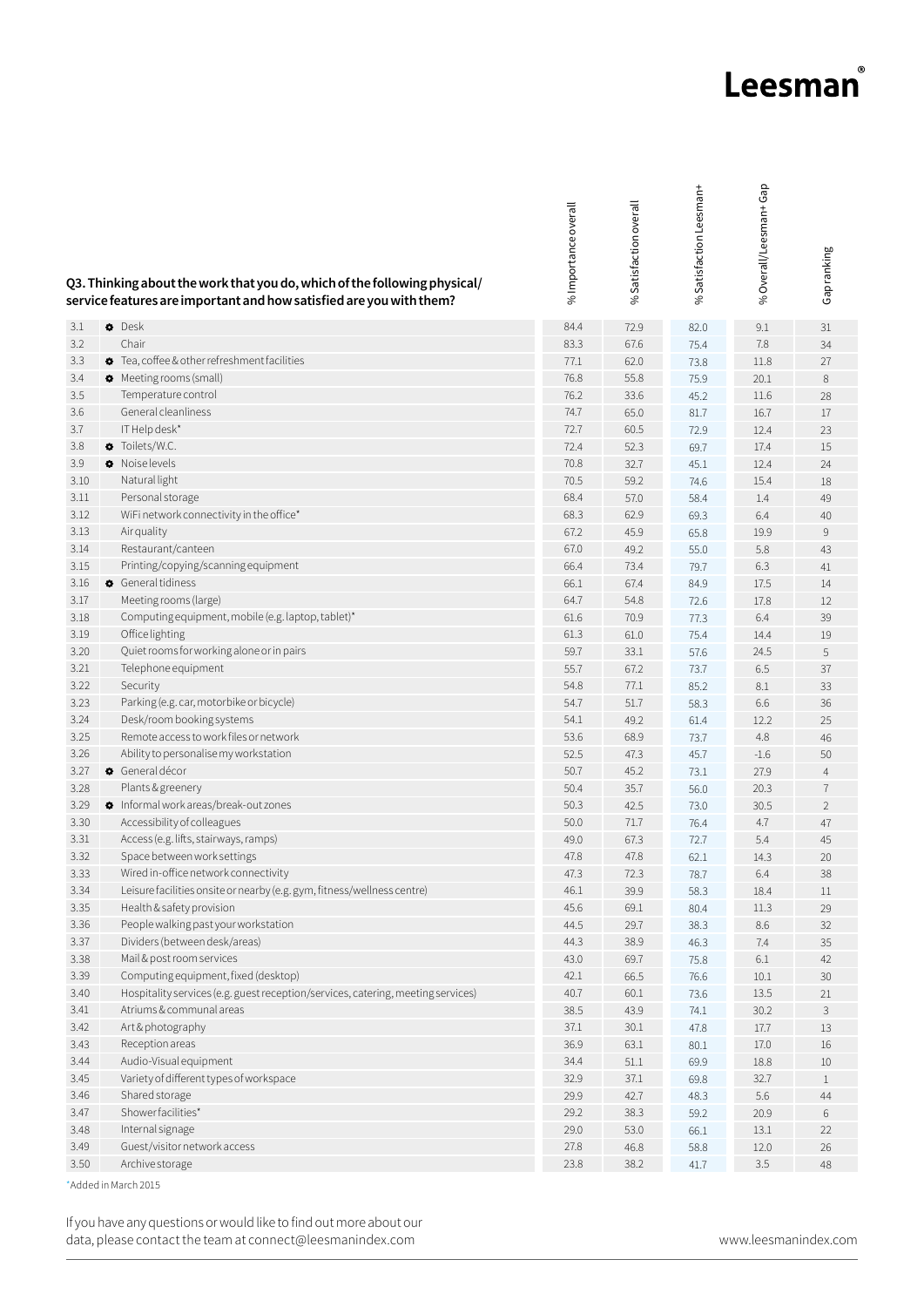Leesman®

| | | Q3. Thinking about the work that you do, which of the following physical/service features are important and how satisfied are you with them? | % Importance overall | % Satisfaction overall | % Satisfaction Leesman+ | % Overall/Leesman+ Gap | Gap ranking |
|---|---|---|---|---|---|---|---|
| 3.1 | ✿ | Desk | 84.4 | 72.9 | 82.0 | 9.1 | 31 |
| 3.2 | | Chair | 83.3 | 67.6 | 75.4 | 7.8 | 34 |
| 3.3 | ✿ | Tea, coffee & other refreshment facilities | 77.1 | 62.0 | 73.8 | 11.8 | 27 |
| 3.4 | ✿ | Meeting rooms (small) | 76.8 | 55.8 | 75.9 | 20.1 | 8 |
| 3.5 | | Temperature control | 76.2 | 33.6 | 45.2 | 11.6 | 28 |
| 3.6 | | General cleanliness | 74.7 | 65.0 | 81.7 | 16.7 | 17 |
| 3.7 | | IT Help desk* | 72.7 | 60.5 | 72.9 | 12.4 | 23 |
| 3.8 | ✿ | Toilets/W.C. | 72.4 | 52.3 | 69.7 | 17.4 | 15 |
| 3.9 | ✿ | Noise levels | 70.8 | 32.7 | 45.1 | 12.4 | 24 |
| 3.10 | | Natural light | 70.5 | 59.2 | 74.6 | 15.4 | 18 |
| 3.11 | | Personal storage | 68.4 | 57.0 | 58.4 | 1.4 | 49 |
| 3.12 | | WiFi network connectivity in the office* | 68.3 | 62.9 | 69.3 | 6.4 | 40 |
| 3.13 | | Air quality | 67.2 | 45.9 | 65.8 | 19.9 | 9 |
| 3.14 | | Restaurant/canteen | 67.0 | 49.2 | 55.0 | 5.8 | 43 |
| 3.15 | | Printing/copying/scanning equipment | 66.4 | 73.4 | 79.7 | 6.3 | 41 |
| 3.16 | ✿ | General tidiness | 66.1 | 67.4 | 84.9 | 17.5 | 14 |
| 3.17 | | Meeting rooms (large) | 64.7 | 54.8 | 72.6 | 17.8 | 12 |
| 3.18 | | Computing equipment, mobile (e.g. laptop, tablet)* | 61.6 | 70.9 | 77.3 | 6.4 | 39 |
| 3.19 | | Office lighting | 61.3 | 61.0 | 75.4 | 14.4 | 19 |
| 3.20 | | Quiet rooms for working alone or in pairs | 59.7 | 33.1 | 57.6 | 24.5 | 5 |
| 3.21 | | Telephone equipment | 55.7 | 67.2 | 73.7 | 6.5 | 37 |
| 3.22 | | Security | 54.8 | 77.1 | 85.2 | 8.1 | 33 |
| 3.23 | | Parking (e.g. car, motorbike or bicycle) | 54.7 | 51.7 | 58.3 | 6.6 | 36 |
| 3.24 | | Desk/room booking systems | 54.1 | 49.2 | 61.4 | 12.2 | 25 |
| 3.25 | | Remote access to work files or network | 53.6 | 68.9 | 73.7 | 4.8 | 46 |
| 3.26 | | Ability to personalise my workstation | 52.5 | 47.3 | 45.7 | -1.6 | 50 |
| 3.27 | ✿ | General décor | 50.7 | 45.2 | 73.1 | 27.9 | 4 |
| 3.28 | | Plants & greenery | 50.4 | 35.7 | 56.0 | 20.3 | 7 |
| 3.29 | ✿ | Informal work areas/break-out zones | 50.3 | 42.5 | 73.0 | 30.5 | 2 |
| 3.30 | | Accessibility of colleagues | 50.0 | 71.7 | 76.4 | 4.7 | 47 |
| 3.31 | | Access (e.g. lifts, stairways, ramps) | 49.0 | 67.3 | 72.7 | 5.4 | 45 |
| 3.32 | | Space between work settings | 47.8 | 47.8 | 62.1 | 14.3 | 20 |
| 3.33 | | Wired in-office network connectivity | 47.3 | 72.3 | 78.7 | 6.4 | 38 |
| 3.34 | | Leisure facilities onsite or nearby (e.g. gym, fitness/wellness centre) | 46.1 | 39.9 | 58.3 | 18.4 | 11 |
| 3.35 | | Health & safety provision | 45.6 | 69.1 | 80.4 | 11.3 | 29 |
| 3.36 | | People walking past your workstation | 44.5 | 29.7 | 38.3 | 8.6 | 32 |
| 3.37 | | Dividers (between desk/areas) | 44.3 | 38.9 | 46.3 | 7.4 | 35 |
| 3.38 | | Mail & post room services | 43.0 | 69.7 | 75.8 | 6.1 | 42 |
| 3.39 | | Computing equipment, fixed (desktop) | 42.1 | 66.5 | 76.6 | 10.1 | 30 |
| 3.40 | | Hospitality services (e.g. guest reception/services, catering, meeting services) | 40.7 | 60.1 | 73.6 | 13.5 | 21 |
| 3.41 | | Atriums & communal areas | 38.5 | 43.9 | 74.1 | 30.2 | 3 |
| 3.42 | | Art & photography | 37.1 | 30.1 | 47.8 | 17.7 | 13 |
| 3.43 | | Reception areas | 36.9 | 63.1 | 80.1 | 17.0 | 16 |
| 3.44 | | Audio-Visual equipment | 34.4 | 51.1 | 69.9 | 18.8 | 10 |
| 3.45 | | Variety of different types of workspace | 32.9 | 37.1 | 69.8 | 32.7 | 1 |
| 3.46 | | Shared storage | 29.9 | 42.7 | 48.3 | 5.6 | 44 |
| 3.47 | | Shower facilities* | 29.2 | 38.3 | 59.2 | 20.9 | 6 |
| 3.48 | | Internal signage | 29.0 | 53.0 | 66.1 | 13.1 | 22 |
| 3.49 | | Guest/visitor network access | 27.8 | 46.8 | 58.8 | 12.0 | 26 |
| 3.50 | | Archive storage | 23.8 | 38.2 | 41.7 | 3.5 | 48 |

*Added in March 2015

If you have any questions or would like to find out more about our data, please contact the team at connect@leesmanindex.com

www.leesmanindex.com